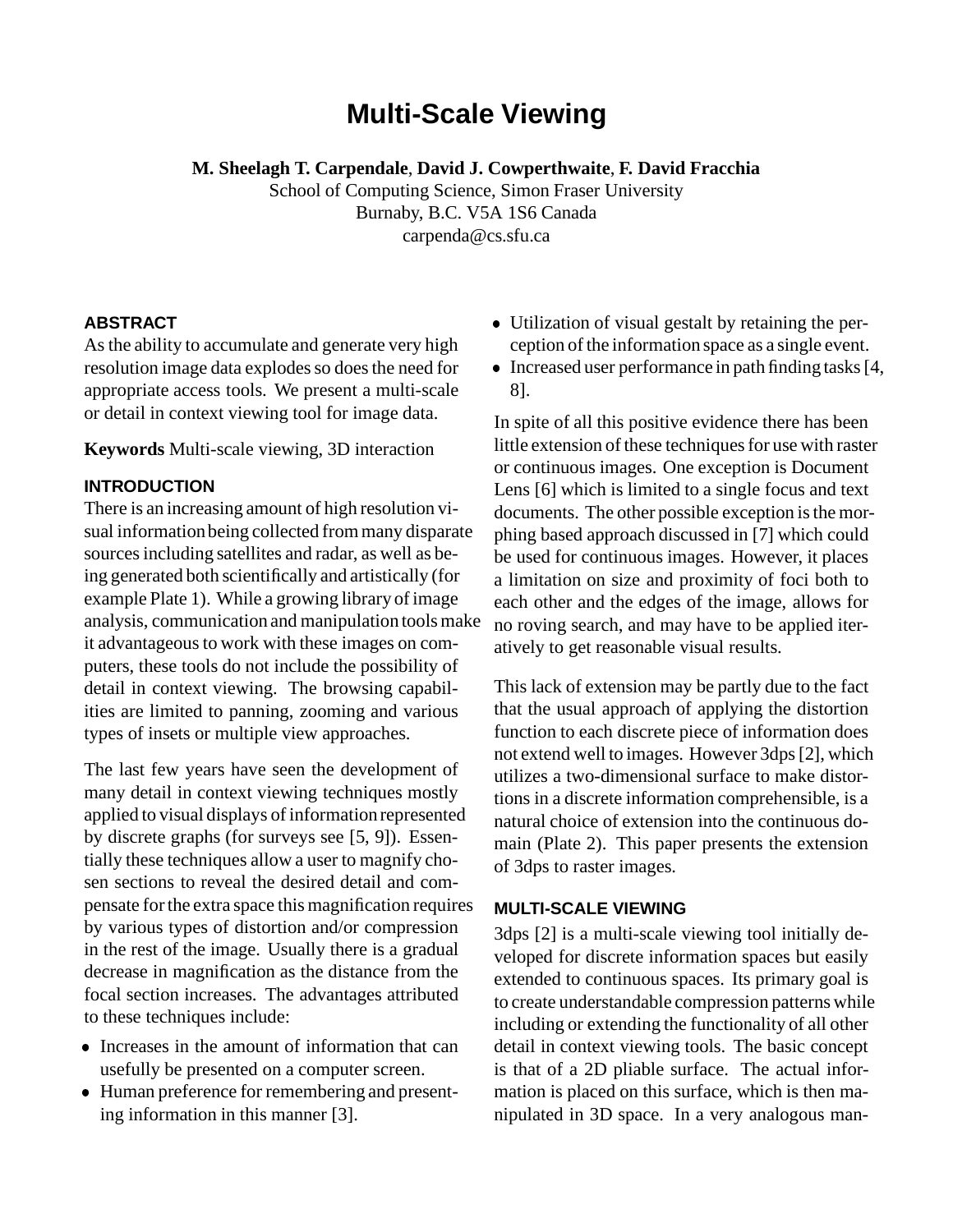# Multi-Scale Viewing

**M. Sheelagh T. Carpendale**, **David J. Cowperthwaite**, **F. David Fracchia**
School of Computing Science, Simon Fraser University
Burnaby, B.C. V5A 1S6 Canada
carpenda@cs.sfu.ca

## ABSTRACT

As the ability to accumulate and generate very high resolution image data explodes so does the need for appropriate access tools. We present a multi-scale or detail in context viewing tool for image data.

**Keywords** Multi-scale viewing, 3D interaction

## INTRODUCTION

There is an increasing amount of high resolution visual information being collected from many disparate sources including satellites and radar, as well as being generated both scientifically and artistically (for example Plate 1). While a growing library of image analysis, communication and manipulation tools make it advantageous to work with these images on computers, these tools do not include the possibility of detail in context viewing. The browsing capabilities are limited to panning, zooming and various types of insets or multiple view approaches.

The last few years have seen the development of many detail in context viewing techniques mostly applied to visual displays of information represented by discrete graphs (for surveys see [5, 9]). Essentially these techniques allow a user to magnify chosen sections to reveal the desired detail and compensate for the extra space this magnification requires by various types of distortion and/or compression in the rest of the image. Usually there is a gradual decrease in magnification as the distance from the focal section increases. The advantages attributed to these techniques include:

- Increases in the amount of information that can usefully be presented on a computer screen.
- Human preference for remembering and presenting information in this manner [3].
- Utilization of visual gestalt by retaining the perception of the information space as a single event.
- Increased user performance in path finding tasks [4, 8].

In spite of all this positive evidence there has been little extension of these techniques for use with raster or continuous images. One exception is Document Lens [6] which is limited to a single focus and text documents. The other possible exception is the morphing based approach discussed in [7] which could be used for continuous images. However, it places a limitation on size and proximity of foci both to each other and the edges of the image, allows for no roving search, and may have to be applied iteratively to get reasonable visual results.

This lack of extension may be partly due to the fact that the usual approach of applying the distortion function to each discrete piece of information does not extend well to images. However 3dps [2], which utilizes a two-dimensional surface to make distortions in a discrete information comprehensible, is a natural choice of extension into the continuous domain (Plate 2). This paper presents the extension of 3dps to raster images.

## MULTI-SCALE VIEWING

3dps [2] is a multi-scale viewing tool initially developed for discrete information spaces but easily extended to continuous spaces. Its primary goal is to create understandable compression patterns while including or extending the functionality of all other detail in context viewing tools. The basic concept is that of a 2D pliable surface. The actual information is placed on this surface, which is then manipulated in 3D space. In a very analogous man-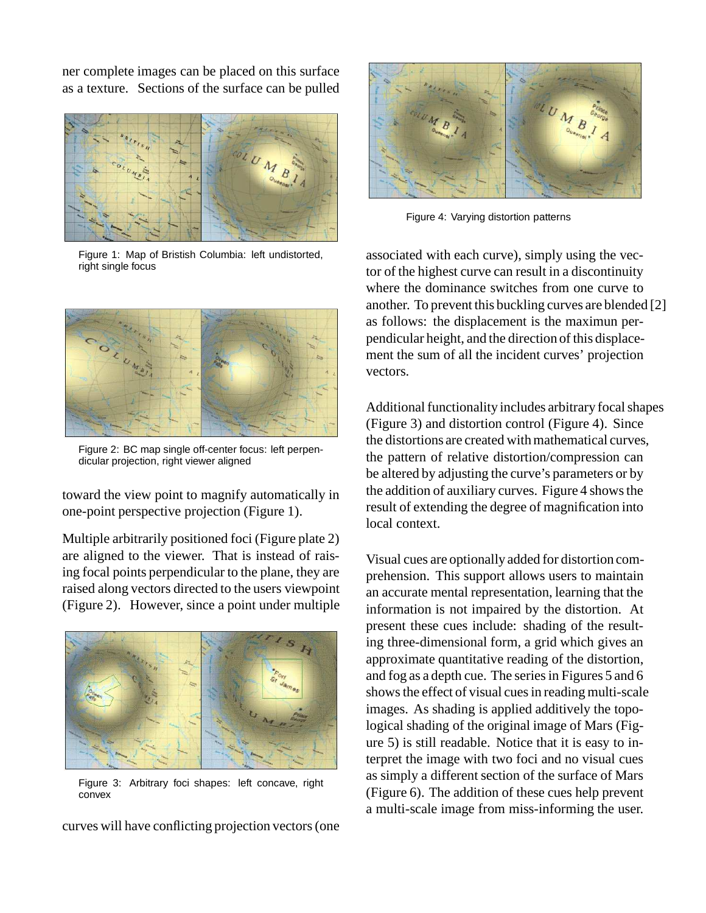ner complete images can be placed on this surface as a texture. Sections of the surface can be pulled toward the view point to magnify automatically in one-point perspective projection (Figure 1).

Figure 1: Map of Bristish Columbia: left undistorted, right single focus

Figure 2: BC map single off-center focus: left perpendicular projection, right viewer aligned

Multiple arbitrarily positioned foci (Figure plate 2) are aligned to the viewer. That is instead of raising focal points perpendicular to the plane, they are raised along vectors directed to the users viewpoint (Figure 2). However, since a point under multiple curves will have conflicting projection vectors (one associated with each curve), simply using the vector of the highest curve can result in a discontinuity where the dominance switches from one curve to another. To prevent this buckling curves are blended [2] as follows: the displacement is the maximun perpendicular height, and the direction of this displacement the sum of all the incident curves' projection vectors.

Figure 3: Arbitrary foci shapes: left concave, right convex

Figure 4: Varying distortion patterns

Additional functionality includes arbitrary focal shapes (Figure 3) and distortion control (Figure 4). Since the distortions are created with mathematical curves, the pattern of relative distortion/compression can be altered by adjusting the curve's parameters or by the addition of auxiliary curves. Figure 4 shows the result of extending the degree of magnification into local context.

Visual cues are optionally added for distortion comprehension. This support allows users to maintain an accurate mental representation, learning that the information is not impaired by the distortion. At present these cues include: shading of the resulting three-dimensional form, a grid which gives an approximate quantitative reading of the distortion, and fog as a depth cue. The series in Figures 5 and 6 shows the effect of visual cues in reading multi-scale images. As shading is applied additively the topological shading of the original image of Mars (Figure 5) is still readable. Notice that it is easy to interpret the image with two foci and no visual cues as simply a different section of the surface of Mars (Figure 6). The addition of these cues help prevent a multi-scale image from miss-informing the user.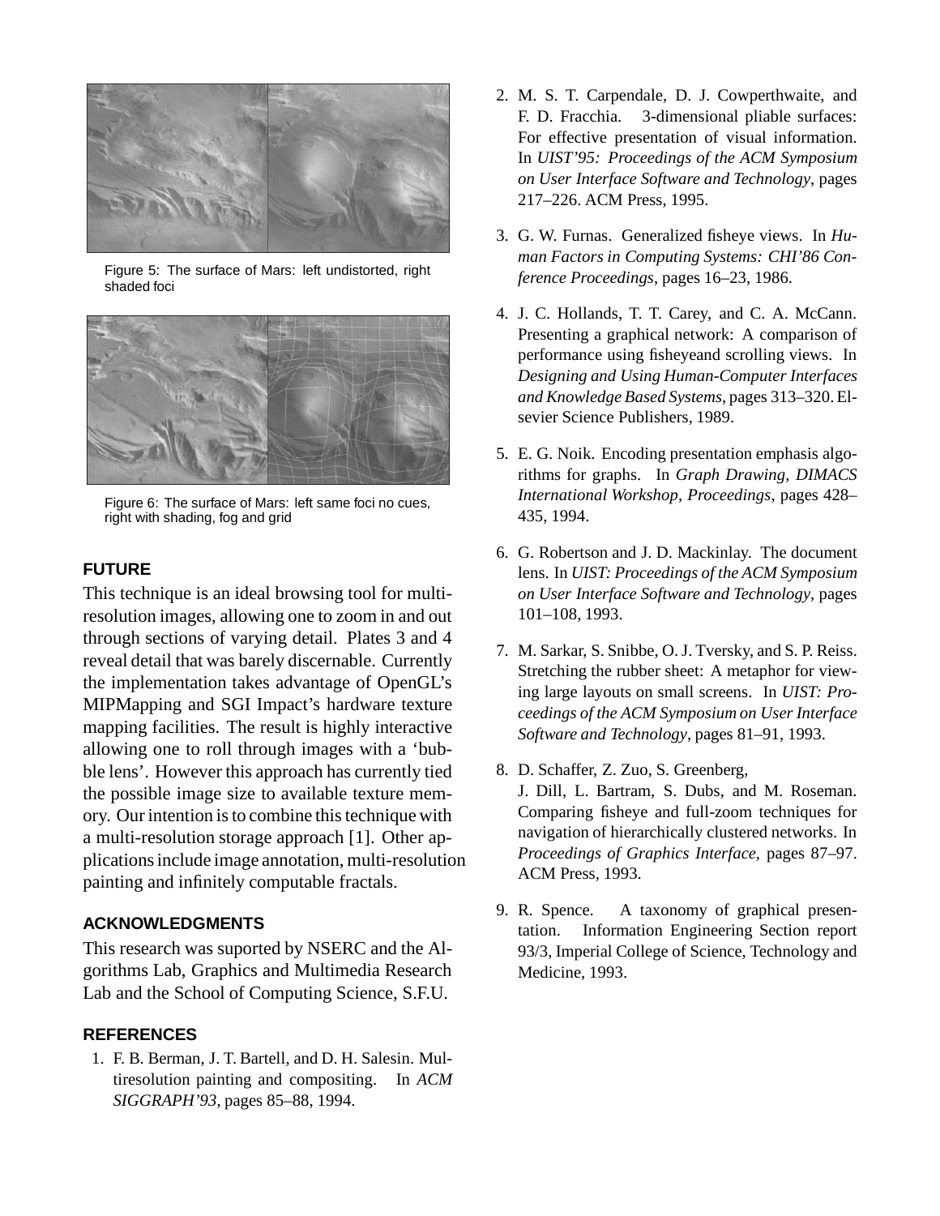Figure 5: The surface of Mars: left undistorted, right shaded foci

Figure 6: The surface of Mars: left same foci no cues, right with shading, fog and grid

## FUTURE

This technique is an ideal browsing tool for multi-resolution images, allowing one to zoom in and out through sections of varying detail. Plates 3 and 4 reveal detail that was barely discernable. Currently the implementation takes advantage of OpenGL's MIPMapping and SGI Impact's hardware texture mapping facilities. The result is highly interactive allowing one to roll through images with a 'bubble lens'. However this approach has currently tied the possible image size to available texture memory. Our intention is to combine this technique with a multi-resolution storage approach [1]. Other applications include image annotation, multi-resolution painting and infinitely computable fractals.

## ACKNOWLEDGMENTS

This research was suported by NSERC and the Algorithms Lab, Graphics and Multimedia Research Lab and the School of Computing Science, S.F.U.

## REFERENCES

1. F. B. Berman, J. T. Bartell, and D. H. Salesin. Multiresolution painting and compositing. In *ACM SIGGRAPH'93*, pages 85–88, 1994.
2. M. S. T. Carpendale, D. J. Cowperthwaite, and F. D. Fracchia. 3-dimensional pliable surfaces: For effective presentation of visual information. In *UIST'95: Proceedings of the ACM Symposium on User Interface Software and Technology*, pages 217–226. ACM Press, 1995.
3. G. W. Furnas. Generalized fisheye views. In *Human Factors in Computing Systems: CHI'86 Conference Proceedings*, pages 16–23, 1986.
4. J. C. Hollands, T. T. Carey, and C. A. McCann. Presenting a graphical network: A comparison of performance using fisheyeand scrolling views. In *Designing and Using Human-Computer Interfaces and Knowledge Based Systems*, pages 313–320. Elsevier Science Publishers, 1989.
5. E. G. Noik. Encoding presentation emphasis algorithms for graphs. In *Graph Drawing, DIMACS International Workshop, Proceedings*, pages 428–435, 1994.
6. G. Robertson and J. D. Mackinlay. The document lens. In *UIST: Proceedings of the ACM Symposium on User Interface Software and Technology*, pages 101–108, 1993.
7. M. Sarkar, S. Snibbe, O. J. Tversky, and S. P. Reiss. Stretching the rubber sheet: A metaphor for viewing large layouts on small screens. In *UIST: Proceedings of the ACM Symposium on User Interface Software and Technology*, pages 81–91, 1993.
8. D. Schaffer, Z. Zuo, S. Greenberg, J. Dill, L. Bartram, S. Dubs, and M. Roseman. Comparing fisheye and full-zoom techniques for navigation of hierarchically clustered networks. In *Proceedings of Graphics Interface*, pages 87–97. ACM Press, 1993.
9. R. Spence. A taxonomy of graphical presentation. Information Engineering Section report 93/3, Imperial College of Science, Technology and Medicine, 1993.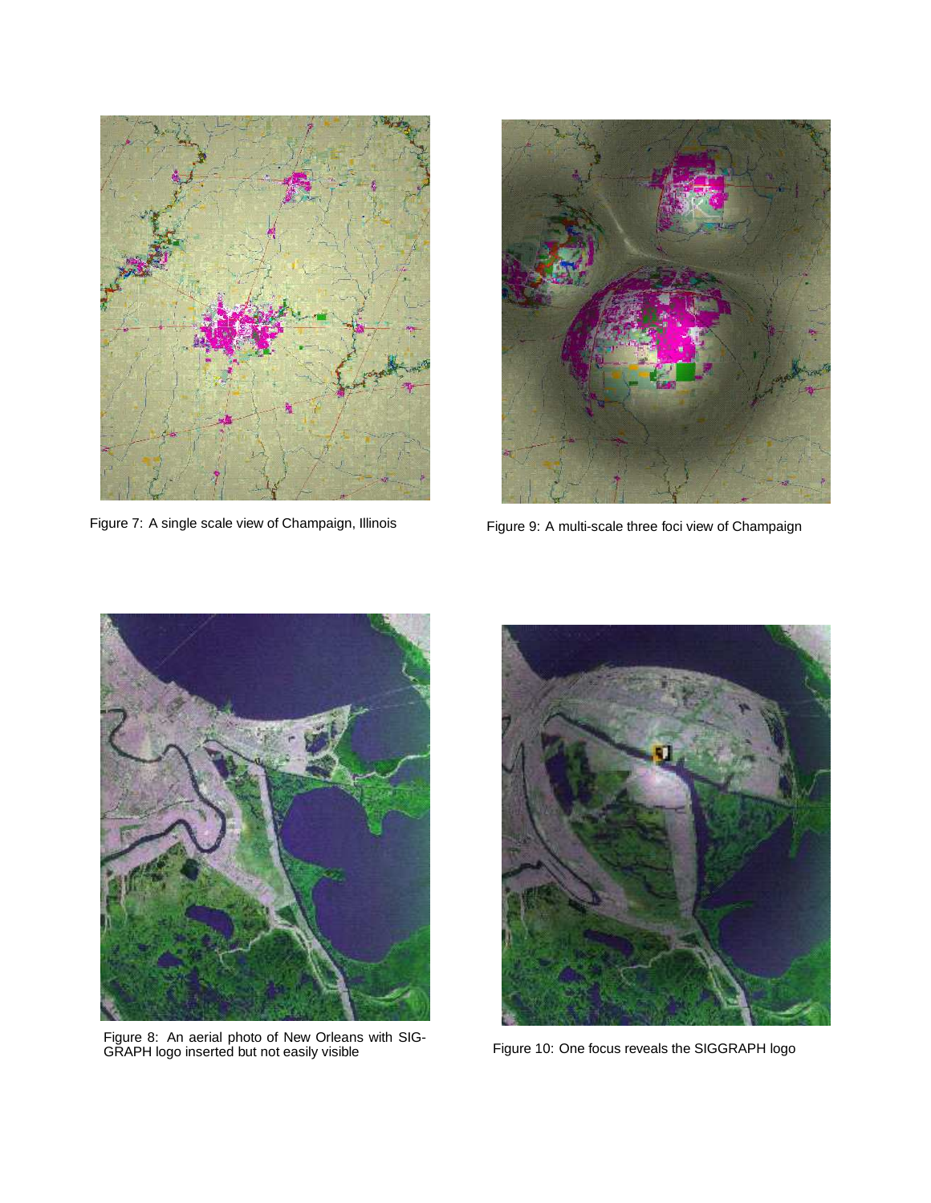Figure 7: A single scale view of Champaign, Illinois

Figure 9: A multi-scale three foci view of Champaign

Figure 8: An aerial photo of New Orleans with SIGGRAPH logo inserted but not easily visible

Figure 10: One focus reveals the SIGGRAPH logo